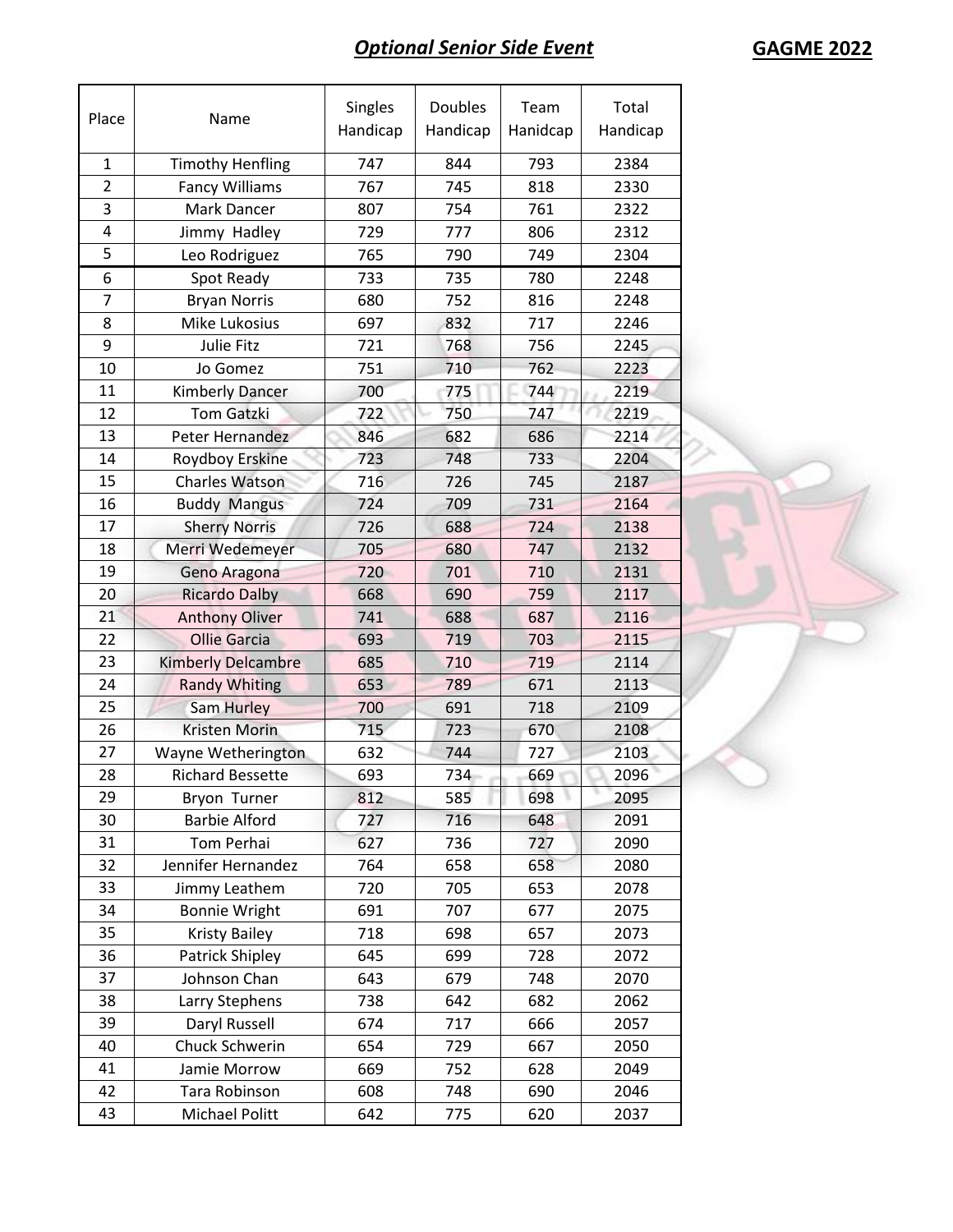## *Optional Senior Side Event*

**GAGME 2022**

| Place | Name | Singles Handicap | Doubles Handicap | Team Hanidcap | Total Handicap |
|---|---|---|---|---|---|
| 1 | Timothy Henfling | 747 | 844 | 793 | 2384 |
| 2 | Fancy Williams | 767 | 745 | 818 | 2330 |
| 3 | Mark Dancer | 807 | 754 | 761 | 2322 |
| 4 | Jimmy Hadley | 729 | 777 | 806 | 2312 |
| 5 | Leo Rodriguez | 765 | 790 | 749 | 2304 |
| 6 | Spot Ready | 733 | 735 | 780 | 2248 |
| 7 | Bryan Norris | 680 | 752 | 816 | 2248 |
| 8 | Mike Lukosius | 697 | 832 | 717 | 2246 |
| 9 | Julie Fitz | 721 | 768 | 756 | 2245 |
| 10 | Jo Gomez | 751 | 710 | 762 | 2223 |
| 11 | Kimberly Dancer | 700 | 775 | 744 | 2219 |
| 12 | Tom Gatzki | 722 | 750 | 747 | 2219 |
| 13 | Peter Hernandez | 846 | 682 | 686 | 2214 |
| 14 | Roydboy Erskine | 723 | 748 | 733 | 2204 |
| 15 | Charles Watson | 716 | 726 | 745 | 2187 |
| 16 | Buddy Mangus | 724 | 709 | 731 | 2164 |
| 17 | Sherry Norris | 726 | 688 | 724 | 2138 |
| 18 | Merri Wedemeyer | 705 | 680 | 747 | 2132 |
| 19 | Geno Aragona | 720 | 701 | 710 | 2131 |
| 20 | Ricardo Dalby | 668 | 690 | 759 | 2117 |
| 21 | Anthony Oliver | 741 | 688 | 687 | 2116 |
| 22 | Ollie Garcia | 693 | 719 | 703 | 2115 |
| 23 | Kimberly Delcambre | 685 | 710 | 719 | 2114 |
| 24 | Randy Whiting | 653 | 789 | 671 | 2113 |
| 25 | Sam Hurley | 700 | 691 | 718 | 2109 |
| 26 | Kristen Morin | 715 | 723 | 670 | 2108 |
| 27 | Wayne Wetherington | 632 | 744 | 727 | 2103 |
| 28 | Richard Bessette | 693 | 734 | 669 | 2096 |
| 29 | Bryon Turner | 812 | 585 | 698 | 2095 |
| 30 | Barbie Alford | 727 | 716 | 648 | 2091 |
| 31 | Tom Perhai | 627 | 736 | 727 | 2090 |
| 32 | Jennifer Hernandez | 764 | 658 | 658 | 2080 |
| 33 | Jimmy Leathem | 720 | 705 | 653 | 2078 |
| 34 | Bonnie Wright | 691 | 707 | 677 | 2075 |
| 35 | Kristy Bailey | 718 | 698 | 657 | 2073 |
| 36 | Patrick Shipley | 645 | 699 | 728 | 2072 |
| 37 | Johnson Chan | 643 | 679 | 748 | 2070 |
| 38 | Larry Stephens | 738 | 642 | 682 | 2062 |
| 39 | Daryl Russell | 674 | 717 | 666 | 2057 |
| 40 | Chuck Schwerin | 654 | 729 | 667 | 2050 |
| 41 | Jamie Morrow | 669 | 752 | 628 | 2049 |
| 42 | Tara Robinson | 608 | 748 | 690 | 2046 |
| 43 | Michael Politt | 642 | 775 | 620 | 2037 |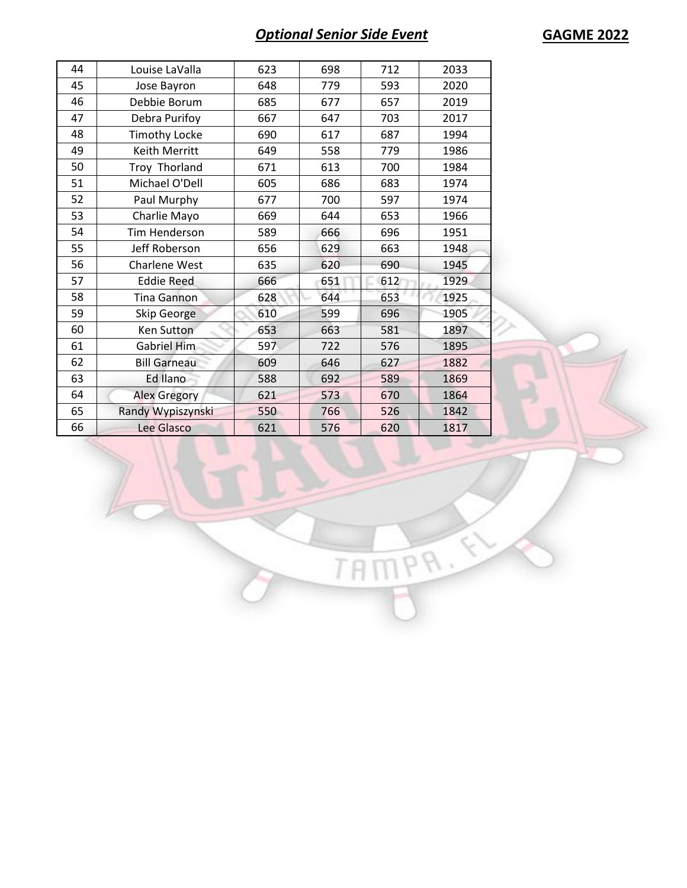| | | | | | |
|---|---|---|---|---|---|
| 44 | Louise LaValla | 623 | 698 | 712 | 2033 |
| 45 | Jose Bayron | 648 | 779 | 593 | 2020 |
| 46 | Debbie Borum | 685 | 677 | 657 | 2019 |
| 47 | Debra Purifoy | 667 | 647 | 703 | 2017 |
| 48 | Timothy Locke | 690 | 617 | 687 | 1994 |
| 49 | Keith Merritt | 649 | 558 | 779 | 1986 |
| 50 | Troy Thorland | 671 | 613 | 700 | 1984 |
| 51 | Michael O'Dell | 605 | 686 | 683 | 1974 |
| 52 | Paul Murphy | 677 | 700 | 597 | 1974 |
| 53 | Charlie Mayo | 669 | 644 | 653 | 1966 |
| 54 | Tim Henderson | 589 | 666 | 696 | 1951 |
| 55 | Jeff Roberson | 656 | 629 | 663 | 1948 |
| 56 | Charlene West | 635 | 620 | 690 | 1945 |
| 57 | Eddie Reed | 666 | 651 | 612 | 1929 |
| 58 | Tina Gannon | 628 | 644 | 653 | 1925 |
| 59 | Skip George | 610 | 599 | 696 | 1905 |
| 60 | Ken Sutton | 653 | 663 | 581 | 1897 |
| 61 | Gabriel Him | 597 | 722 | 576 | 1895 |
| 62 | Bill Garneau | 609 | 646 | 627 | 1882 |
| 63 | Ed Ilano | 588 | 692 | 589 | 1869 |
| 64 | Alex Gregory | 621 | 573 | 670 | 1864 |
| 65 | Randy Wypiszynski | 550 | 766 | 526 | 1842 |
| 66 | Lee Glasco | 621 | 576 | 620 | 1817 |